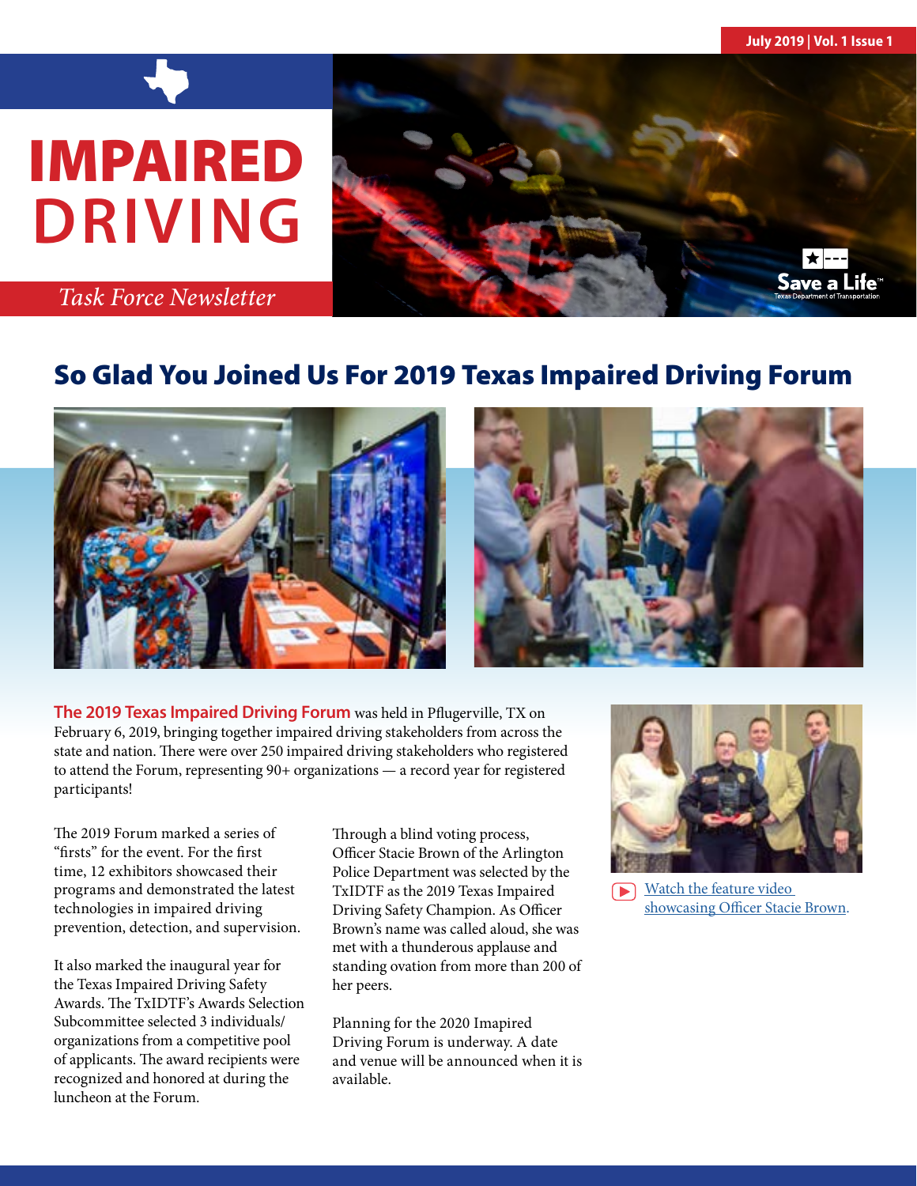July 2019 | Vol. 1 Issue 1

# IMPAIRED DRIVING

*Task Force Newsletter*

## So Glad You Joined Us For 2019 Texas Impaired Driving Forum

**The 2019 Texas Impaired Driving Forum** was held in Pflugerville, TX on February 6, 2019, bringing together impaired driving stakeholders from across the state and nation. There were over 250 impaired driving stakeholders who registered to attend the Forum, representing 90+ organizations — a record year for registered participants!

The 2019 Forum marked a series of "firsts" for the event. For the first time, 12 exhibitors showcased their programs and demonstrated the latest technologies in impaired driving prevention, detection, and supervision.

It also marked the inaugural year for the Texas Impaired Driving Safety Awards. The TxIDTF's Awards Selection Subcommittee selected 3 individuals/organizations from a competitive pool of applicants. The award recipients were recognized and honored at during the luncheon at the Forum.

Through a blind voting process, Officer Stacie Brown of the Arlington Police Department was selected by the TxIDTF as the 2019 Texas Impaired Driving Safety Champion. As Officer Brown's name was called aloud, she was met with a thunderous applause and standing ovation from more than 200 of her peers.

Planning for the 2020 Imapired Driving Forum is underway. A date and venue will be announced when it is available.

Watch the feature video showcasing Officer Stacie Brown.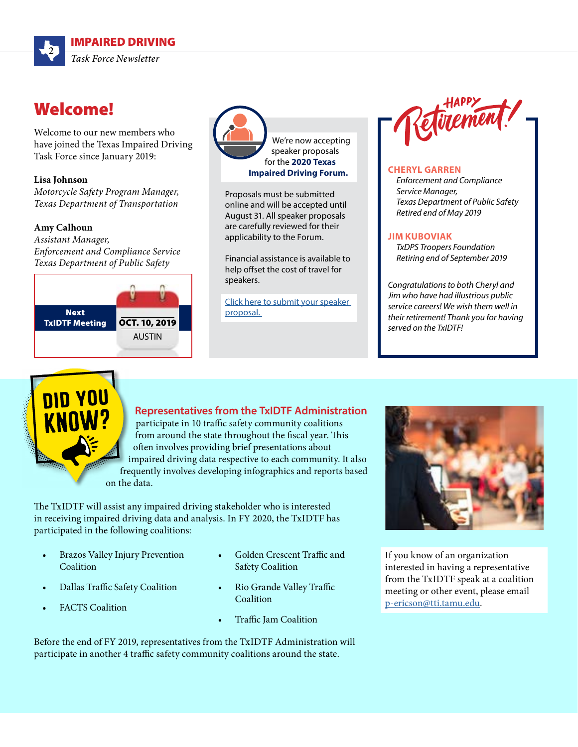## Welcome!

Welcome to our new members who have joined the Texas Impaired Driving Task Force since January 2019:

**Lisa Johnson**
*Motorcycle Safety Program Manager,*
*Texas Department of Transportation*

**Amy Calhoun**
*Assistant Manager,*
*Enforcement and Compliance Service*
*Texas Department of Public Safety*

**Next TxIDTF Meeting**
**OCT. 10, 2019**
AUSTIN

We're now accepting speaker proposals for the **2020 Texas Impaired Driving Forum.**

Proposals must be submitted online and will be accepted until August 31. All speaker proposals are carefully reviewed for their applicability to the Forum.

Financial assistance is available to help offset the cost of travel for speakers.

[Click here to submit your speaker proposal.]

## Happy Retirement!

**CHERYL GARREN**
*Enforcement and Compliance Service Manager,*
*Texas Department of Public Safety*
*Retired end of May 2019*

**JIM KUBOVIAK**
*TxDPS Troopers Foundation*
*Retiring end of September 2019*

*Congratulations to both Cheryl and Jim who have had illustrious public service careers! We wish them well in their retirement! Thank you for having served on the TxIDTF!*

## DID YOU KNOW?

**Representatives from the TxIDTF Administration** participate in 10 traffic safety community coalitions from around the state throughout the fiscal year. This often involves providing brief presentations about impaired driving data respective to each community. It also frequently involves developing infographics and reports based on the data.

The TxIDTF will assist any impaired driving stakeholder who is interested in receiving impaired driving data and analysis. In FY 2020, the TxIDTF has participated in the following coalitions:

- Brazos Valley Injury Prevention Coalition
- Dallas Traffic Safety Coalition
- FACTS Coalition
- Golden Crescent Traffic and Safety Coalition
- Rio Grande Valley Traffic Coalition
- Traffic Jam Coalition

Before the end of FY 2019, representatives from the TxIDTF Administration will participate in another 4 traffic safety community coalitions around the state.

If you know of an organization interested in having a representative from the TxIDTF speak at a coalition meeting or other event, please email p-ericson@tti.tamu.edu.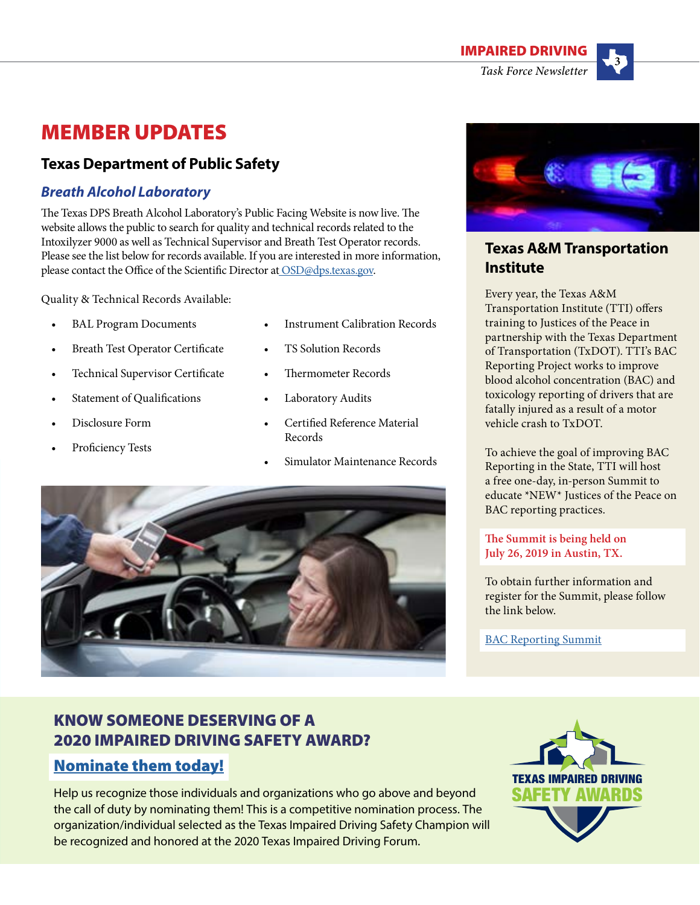# MEMBER UPDATES

## Texas Department of Public Safety

### *Breath Alcohol Laboratory*

The Texas DPS Breath Alcohol Laboratory's Public Facing Website is now live. The website allows the public to search for quality and technical records related to the Intoxilyzer 9000 as well as Technical Supervisor and Breath Test Operator records. Please see the list below for records available. If you are interested in more information, please contact the Office of the Scientific Director at OSD@dps.texas.gov.

Quality & Technical Records Available:

- BAL Program Documents
- Breath Test Operator Certificate
- Technical Supervisor Certificate
- Statement of Qualifications
- Disclosure Form
- Proficiency Tests
- Instrument Calibration Records
- TS Solution Records
- Thermometer Records
- Laboratory Audits
- Certified Reference Material Records
- Simulator Maintenance Records

## Texas A&M Transportation Institute

Every year, the Texas A&M Transportation Institute (TTI) offers training to Justices of the Peace in partnership with the Texas Department of Transportation (TxDOT). TTI's BAC Reporting Project works to improve blood alcohol concentration (BAC) and toxicology reporting of drivers that are fatally injured as a result of a motor vehicle crash to TxDOT.

To achieve the goal of improving BAC Reporting in the State, TTI will host a free one-day, in-person Summit to educate *NEW* Justices of the Peace on BAC reporting practices.

The Summit is being held on July 26, 2019 in Austin, TX.

To obtain further information and register for the Summit, please follow the link below.

BAC Reporting Summit

## KNOW SOMEONE DESERVING OF A 2020 IMPAIRED DRIVING SAFETY AWARD?

**Nominate them today!**

Help us recognize those individuals and organizations who go above and beyond the call of duty by nominating them! This is a competitive nomination process. The organization/individual selected as the Texas Impaired Driving Safety Champion will be recognized and honored at the 2020 Texas Impaired Driving Forum.

TEXAS IMPAIRED DRIVING SAFETY AWARDS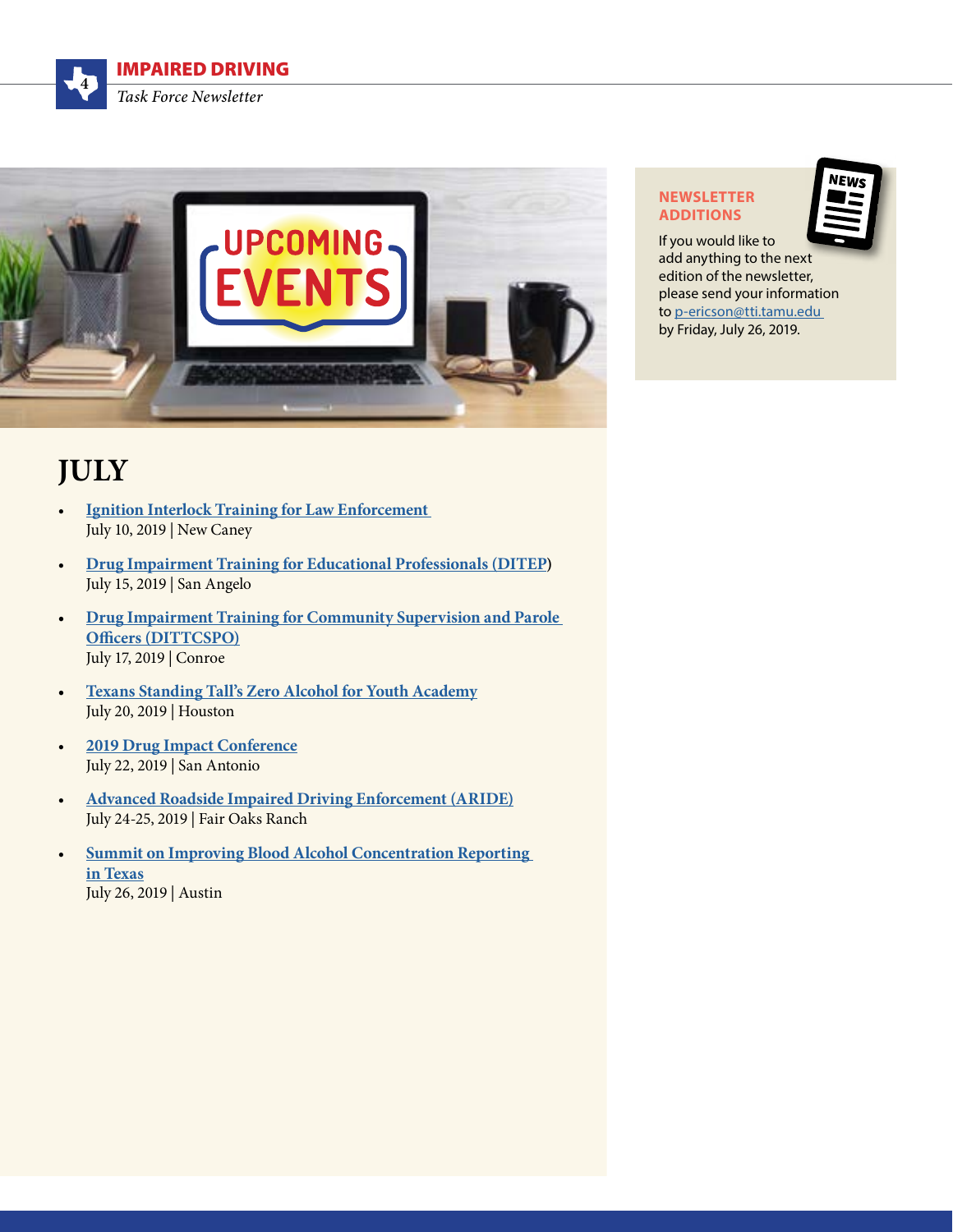# JULY

- [Ignition Interlock Training for Law Enforcement]
  July 10, 2019 | New Caney
- [Drug Impairment Training for Educational Professionals (DITEP)]
  July 15, 2019 | San Angelo
- [Drug Impairment Training for Community Supervision and Parole Officers (DITTCSPO)]
  July 17, 2019 | Conroe
- [Texans Standing Tall's Zero Alcohol for Youth Academy]
  July 20, 2019 | Houston
- [2019 Drug Impact Conference]
  July 22, 2019 | San Antonio
- [Advanced Roadside Impaired Driving Enforcement (ARIDE)]
  July 24-25, 2019 | Fair Oaks Ranch
- [Summit on Improving Blood Alcohol Concentration Reporting in Texas]
  July 26, 2019 | Austin

## NEWSLETTER ADDITIONS

If you would like to add anything to the next edition of the newsletter, please send your information to p-ericson@tti.tamu.edu by Friday, July 26, 2019.